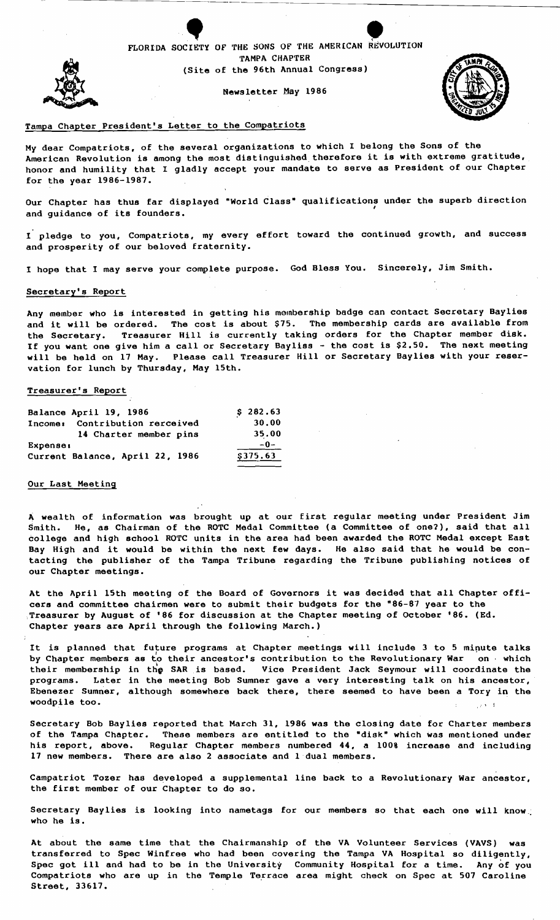FLORIDA SOCIETY OF THE SONS OF THE AMERICAN REVOLUTION
TAMPA CHAPTER
(Site of the 96th Annual Congress)

Newsletter May 1986

## Tampa Chapter President's Letter to the Compatriots

My dear Compatriots, of the several organizations to which I belong the Sons of the American Revolution is among the most distinguished therefore it is with extreme gratitude, honor and humility that I gladly accept your mandate to serve as President of our Chapter for the year 1986-1987.

Our Chapter has thus far displayed "World Class" qualifications under the superb direction and guidance of its founders.

I pledge to you, Compatriots, my every effort toward the continued growth, and success and prosperity of our beloved fraternity.

I hope that I may serve your complete purpose. God Bless You. Sincerely, Jim Smith.

## Secretary's Report

Any member who is interested in getting his membership badge can contact Secretary Baylies and it will be ordered. The cost is about $75. The membership cards are available from the Secretary. Treasurer Hill is currently taking orders for the Chapter member disk. If you want one give him a call or Secretary Bayliss - the cost is $2.50. The next meeting will be held on 17 May. Please call Treasurer Hill or Secretary Baylies with your reservation for lunch by Thursday, May 15th.

## Treasurer's Report

| | |
|---|---|
| Balance April 19, 1986 | $ 282.63 |
| Income: Contribution rerceived | 30.00 |
| 14 Charter member pins | 35.00 |
| Expense: | -0- |
| Current Balance, April 22, 1986 | $375.63 |

## Our Last Meeting

A wealth of information was brought up at our first regular meeting under President Jim Smith. He, as Chairman of the ROTC Medal Committee (a Committee of one?), said that all college and high school ROTC units in the area had been awarded the ROTC Medal except East Bay High and it would be within the next few days. He also said that he would be contacting the publisher of the Tampa Tribune regarding the Tribune publishing notices of our Chapter meetings.

At the April 15th meeting of the Board of Governors it was decided that all Chapter officers and committee chairmen were to submit their budgets for the "86-87 year to the Treasurer by August of '86 for discussion at the Chapter meeting of October '86. (Ed. Chapter years are April through the following March.)

It is planned that future programs at Chapter meetings will include 3 to 5 minute talks by Chapter members as to their ancestor's contribution to the Revolutionary War on which their membership in the SAR is based. Vice President Jack Seymour will coordinate the programs. Later in the meeting Bob Sumner gave a very interesting talk on his ancestor, Ebenezer Sumner, although somewhere back there, there seemed to have been a Tory in the woodpile too.

Secretary Bob Baylies reported that March 31, 1986 was the closing date for Charter members of the Tampa Chapter. These members are entitled to the "disk" which was mentioned under his report, above. Regular Chapter members numbered 44, a 100% increase and including 17 new members. There are also 2 associate and 1 dual members.

Campatriot Tozer has developed a supplemental line back to a Revolutionary War ancestor, the first member of our Chapter to do so.

Secretary Baylies is looking into nametags for our members so that each one will know who he is.

At about the same time that the Chairmanship of the VA Volunteer Services (VAVS) was transferred to Spec Winfree who had been covering the Tampa VA Hospital so diligently, Spec got ill and had to be in the University Community Hospital for a time. Any of you Compatriots who are up in the Temple Terrace area might check on Spec at 507 Caroline Street, 33617.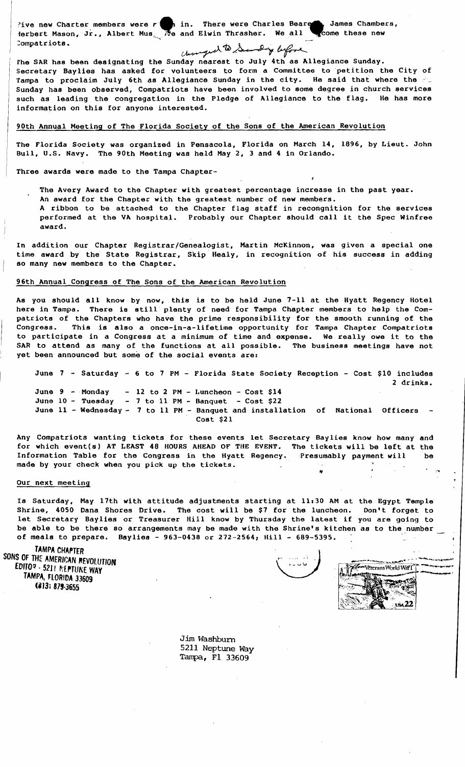Five new Charter members were sworn in. There were Charles Beare, James Chambers, Herbert Mason, Jr., Albert Muse and Elwin Thrasher. We all welcome these new Compatriots.

*changed to Sunday before*

The SAR has been designating the Sunday nearest to July 4th as Allegiance Sunday. Secretary Baylies has asked for volunteers to form a Committee to petition the City of Tampa to proclaim July 6th as Allegiance Sunday in the city. He said that where the Sunday has been observed, Compatriots have been involved to some degree in church services such as leading the congregation in the Pledge of Allegiance to the flag. He has more information on this for anyone interested.

## 90th Annual Meeting of The Florida Society of the Sons of the American Revolution

The Florida Society was organized in Pensacola, Florida on March 14, 1896, by Lieut. John Bull, U.S. Navy. The 90th Meeting was held May 2, 3 and 4 in Orlando.

Three awards were made to the Tampa Chapter-

- The Avery Award to the Chapter with greatest percentage increase in the past year.
- An award for the Chapter with the greatest number of new members.
- A ribbon to be attached to the Chapter flag staff in recongnition for the services performed at the VA hospital. Probably our Chapter should call it the Spec Winfree award.

In addition our Chapter Registrar/Genealogist, Martin McKinnon, was given a special one time award by the State Registrar, Skip Healy, in recognition of his success in adding so many new members to the Chapter.

## 96th Annual Congress of The Sons of the American Revolution

As you should all know by now, this is to be held June 7-11 at the Hyatt Regency Hotel here in Tampa. There is still plenty of need for Tampa Chapter members to help the Compatriots of the Chapters who have the prime responsibility for the smooth running of the Congress. This is also a once-in-a-lifetime opportunity for Tampa Chapter Compatriots to participate in a Congress at a minimum of time and expense. We really owe it to the SAR to attend as many of the functions at all possible. The business meetings have not yet been announced but some of the social events are:

June 7 - Saturday - 6 to 7 PM - Florida State Society Reception - Cost $10 includes 2 drinks.
June 9 - Monday - 12 to 2 PM - Luncheon - Cost $14
June 10 - Tuesday - 7 to 11 PM - Banquet - Cost $22
June 11 - Wednesday - 7 to 11 PM - Banquet and installation of National Officers - Cost $21

Any Compatriots wanting tickets for these events let Secretary Baylies know how many and for which event(s) AT LEAST 48 HOURS AHEAD OF THE EVENT. The tickets will be left at the Information Table for the Congress in the Hyatt Regency. Presumably payment will be made by your check when you pick up the tickets.

## Our next meeting

Is Saturday, May 17th with attitude adjustments starting at 11:30 AM at the Egypt Temple Shrine, 4050 Dana Shores Drive. The cost will be $7 for the luncheon. Don't forget to let Secretary Baylies or Treasurer Hill know by Thursday the latest if you are going to be able to be there so arrangements may be made with the Shrine's kitchen as to the number of meals to prepare. Baylies - 963-0438 or 272-2564; Hill - 689-5395.

TAMPA CHAPTER
SONS OF THE AMERICAN REVOLUTION
EDITOR - 5211 NEPTUNE WAY
TAMPA, FLORIDA 33609
(813) 879-3655

Jim Washburn
5211 Neptune Way
Tampa, Fl 33609